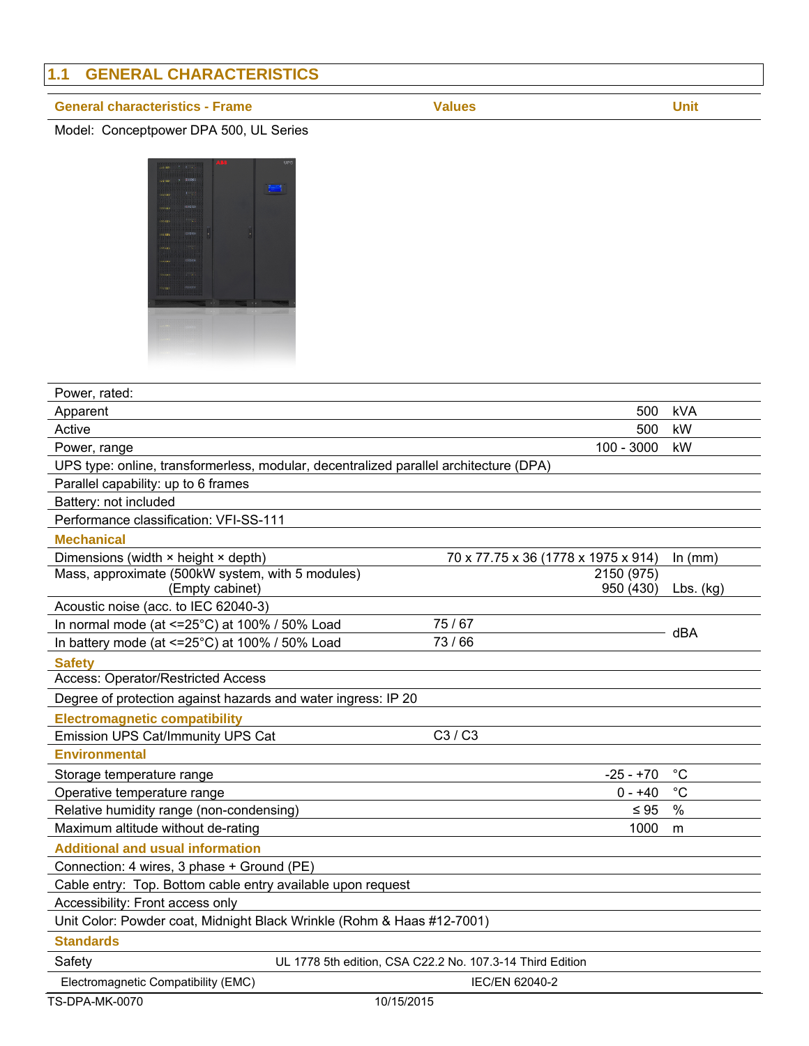## 1.1 GENERAL CHARACTERISTICS

| General characteristics - Frame | Values | Unit |
|---|---|---|
| Model: Conceptpower DPA 500, UL Series | | |
| Power, rated: | | |
| Apparent | 500 | kVA |
| Active | 500 | kW |
| Power, range | 100 - 3000 | kW |
| UPS type: online, transformerless, modular, decentralized parallel architecture (DPA) | | |
| Parallel capability: up to 6 frames | | |
| Battery: not included | | |
| Performance classification: VFI-SS-111 | | |
| **Mechanical** | | |
| Dimensions (width × height × depth) | 70 x 77.75 x 36 (1778 x 1975 x 914) | In (mm) |
| Mass, approximate (500kW system, with 5 modules) (Empty cabinet) | 2150 (975) 950 (430) | Lbs. (kg) |
| Acoustic noise (acc. to IEC 62040-3) | | |
| In normal mode (at <=25°C) at 100% / 50% Load | 75 / 67 | dBA |
| In battery mode (at <=25°C) at 100% / 50% Load | 73 / 66 | dBA |
| **Safety** | | |
| Access: Operator/Restricted Access | | |
| Degree of protection against hazards and water ingress: IP 20 | | |
| **Electromagnetic compatibility** | | |
| Emission UPS Cat/Immunity UPS Cat | C3 / C3 | |
| **Environmental** | | |
| Storage temperature range | -25 - +70 | °C |
| Operative temperature range | 0 - +40 | °C |
| Relative humidity range (non-condensing) | ≤ 95 | % |
| Maximum altitude without de-rating | 1000 | m |
| **Additional and usual information** | | |
| Connection: 4 wires, 3 phase + Ground (PE) | | |
| Cable entry: Top. Bottom cable entry available upon request | | |
| Accessibility: Front access only | | |
| Unit Color: Powder coat, Midnight Black Wrinkle (Rohm & Haas #12-7001) | | |
| **Standards** | | |
| Safety | UL 1778 5th edition, CSA C22.2 No. 107.3-14 Third Edition | |
| Electromagnetic Compatibility (EMC) | IEC/EN 62040-2 | |

TS-DPA-MK-0070 10/15/2015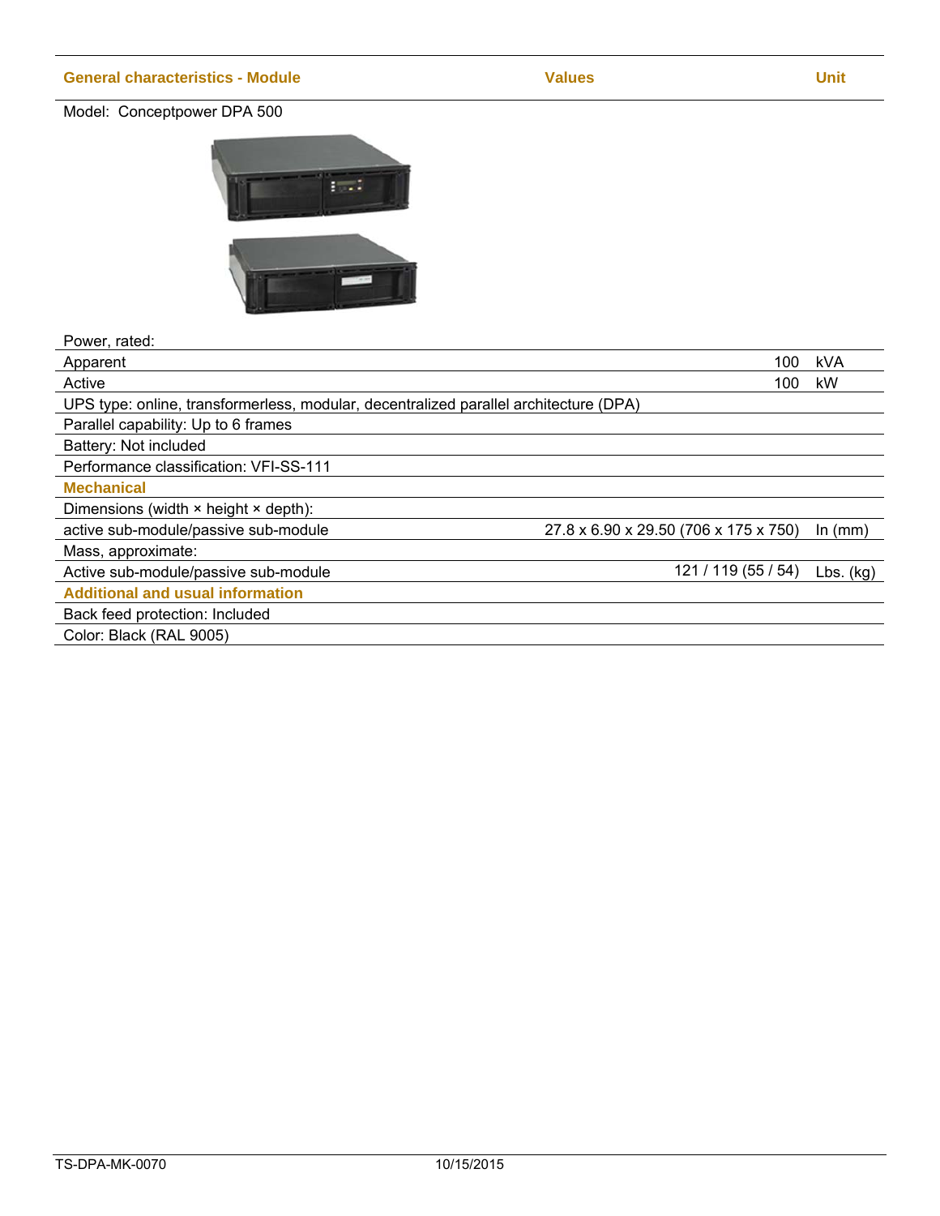| General characteristics - Module | Values | Unit |
|---|---|---|
| Model: Conceptpower DPA 500 | | |
| Power, rated: | | |
| Apparent | 100 | kVA |
| Active | 100 | kW |
| UPS type: online, transformerless, modular, decentralized parallel architecture (DPA) | | |
| Parallel capability: Up to 6 frames | | |
| Battery: Not included | | |
| Performance classification: VFI-SS-111 | | |
| **Mechanical** | | |
| Dimensions (width × height × depth): | | |
| active sub-module/passive sub-module | 27.8 x 6.90 x 29.50 (706 x 175 x 750) | In (mm) |
| Mass, approximate: | | |
| Active sub-module/passive sub-module | 121 / 119 (55 / 54) | Lbs. (kg) |
| **Additional and usual information** | | |
| Back feed protection: Included | | |
| Color: Black (RAL 9005) | | |

TS-DPA-MK-0070 10/15/2015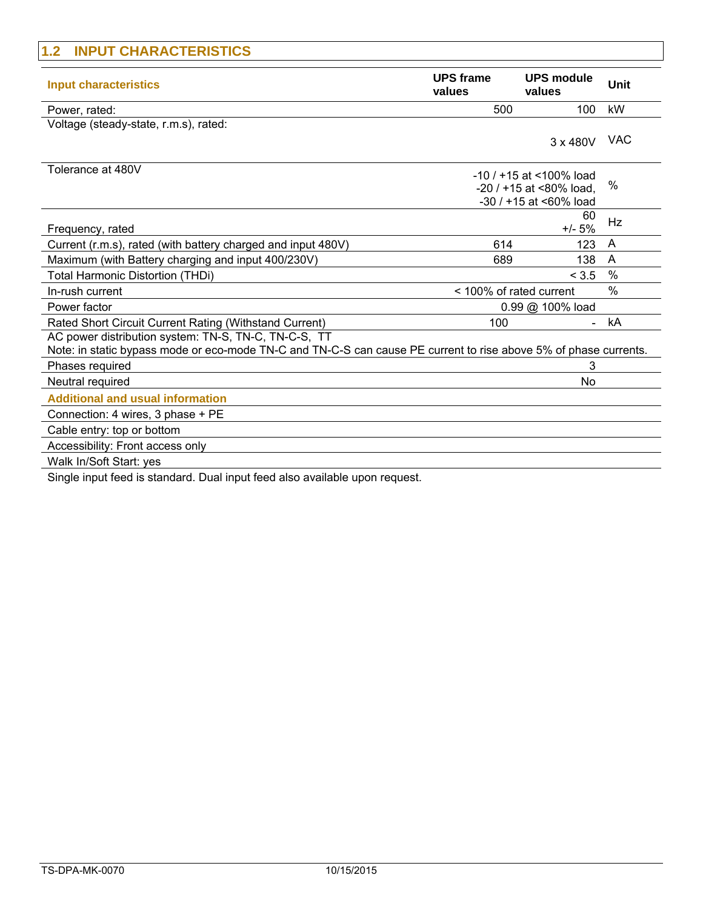## 1.2 INPUT CHARACTERISTICS

| Input characteristics | UPS frame values | UPS module values | Unit |
|---|---|---|---|
| Power, rated: | 500 | 100 | kW |
| Voltage (steady-state, r.m.s), rated: | | 3 x 480V | VAC |
| Tolerance at 480V | | -10 / +15 at <100% load<br>-20 / +15 at <80% load,<br>-30 / +15 at <60% load | % |
| Frequency, rated | | 60<br>+/- 5% | Hz |
| Current (r.m.s), rated (with battery charged and input 480V) | 614 | 123 | A |
| Maximum (with Battery charging and input 400/230V) | 689 | 138 | A |
| Total Harmonic Distortion (THDi) | | < 3.5 | % |
| In-rush current | < 100% of rated current | | % |
| Power factor | 0.99 @ 100% load | | |
| Rated Short Circuit Current Rating (Withstand Current) | 100 | - | kA |
| AC power distribution system: TN-S, TN-C, TN-C-S, TT<br>Note: in static bypass mode or eco-mode TN-C and TN-C-S can cause PE current to rise above 5% of phase currents. | | | |
| Phases required | | 3 | |
| Neutral required | | No | |
| **Additional and usual information** | | | |
| Connection: 4 wires, 3 phase + PE | | | |
| Cable entry: top or bottom | | | |
| Accessibility: Front access only | | | |
| Walk In/Soft Start: yes | | | |

Single input feed is standard. Dual input feed also available upon request.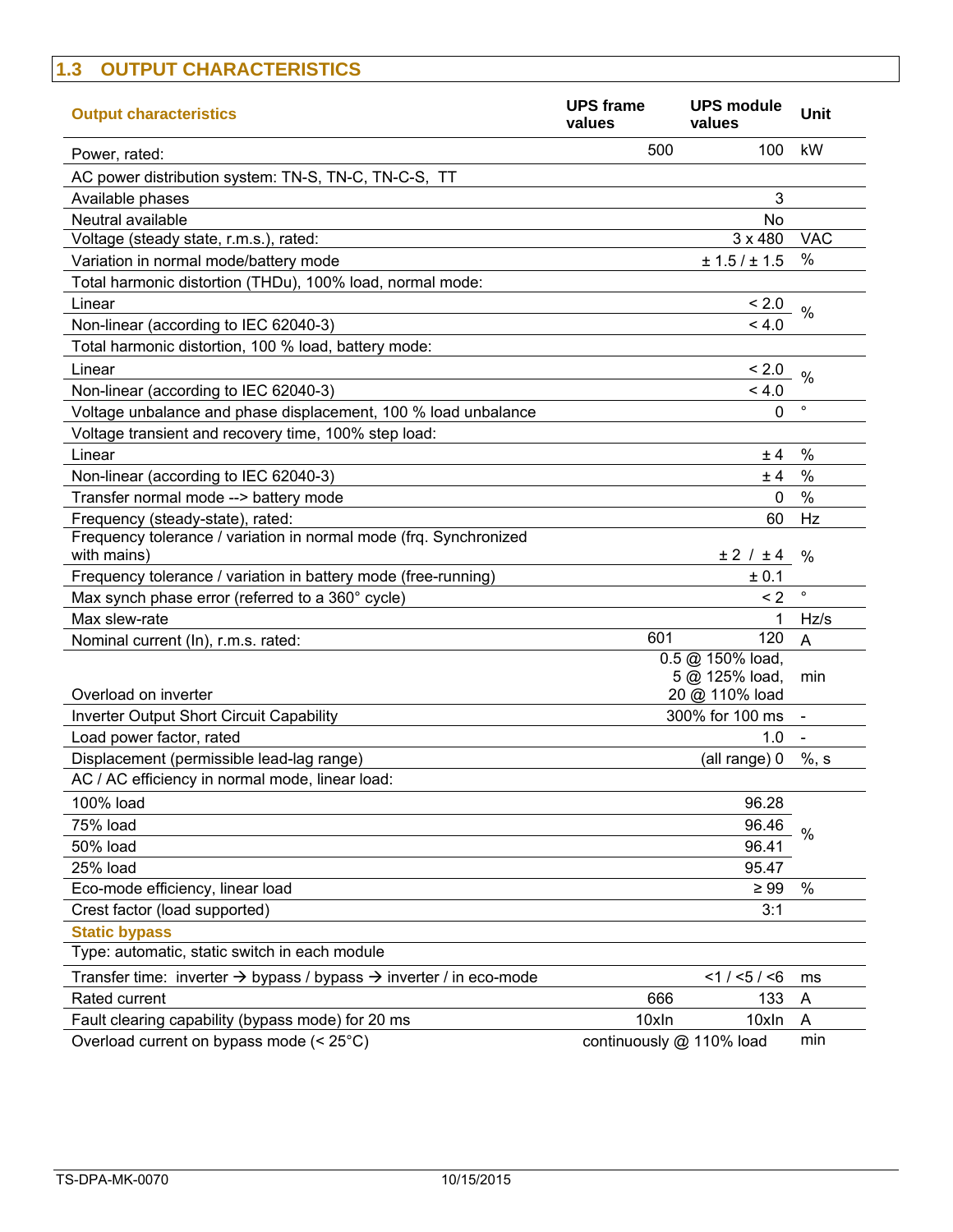## 1.3 OUTPUT CHARACTERISTICS

| Output characteristics | UPS frame values | UPS module values | Unit |
|---|---|---|---|
| Power, rated: | 500 | 100 | kW |
| AC power distribution system: TN-S, TN-C, TN-C-S, TT | | | |
| Available phases | | 3 | |
| Neutral available | | No | |
| Voltage (steady state, r.m.s.), rated: | | 3 x 480 | VAC |
| Variation in normal mode/battery mode | | ± 1.5 / ± 1.5 | % |
| Total harmonic distortion (THDu), 100% load, normal mode: | | | |
| Linear | | < 2.0 | % |
| Non-linear (according to IEC 62040-3) | | < 4.0 | % |
| Total harmonic distortion, 100 % load, battery mode: | | | |
| Linear | | < 2.0 | % |
| Non-linear (according to IEC 62040-3) | | < 4.0 | % |
| Voltage unbalance and phase displacement, 100 % load unbalance | | 0 | ° |
| Voltage transient and recovery time, 100% step load: | | | |
| Linear | | ± 4 | % |
| Non-linear (according to IEC 62040-3) | | ± 4 | % |
| Transfer normal mode --> battery mode | | 0 | % |
| Frequency (steady-state), rated: | | 60 | Hz |
| Frequency tolerance / variation in normal mode (frq. Synchronized with mains) | | ± 2 / ± 4 | % |
| Frequency tolerance / variation in battery mode (free-running) | | ± 0.1 | % |
| Max synch phase error (referred to a 360° cycle) | | < 2 | ° |
| Max slew-rate | | 1 | Hz/s |
| Nominal current (In), r.m.s. rated: | 601 | 120 | A |
| Overload on inverter | | 0.5 @ 150% load, 5 @ 125% load, 20 @ 110% load | min |
| Inverter Output Short Circuit Capability | | 300% for 100 ms | - |
| Load power factor, rated | | 1.0 | - |
| Displacement (permissible lead-lag range) | | (all range) 0 | %, s |
| AC / AC efficiency in normal mode, linear load: | | | |
| 100% load | | 96.28 | % |
| 75% load | | 96.46 | % |
| 50% load | | 96.41 | % |
| 25% load | | 95.47 | % |
| Eco-mode efficiency, linear load | | ≥ 99 | % |
| Crest factor (load supported) | | 3:1 | |
| **Static bypass** | | | |
| Type: automatic, static switch in each module | | | |
| Transfer time: inverter → bypass / bypass → inverter / in eco-mode | | <1 / <5 / <6 | ms |
| Rated current | 666 | 133 | A |
| Fault clearing capability (bypass mode) for 20 ms | 10xIn | 10xIn | A |
| Overload current on bypass mode (< 25°C) | continuously @ 110% load | | min |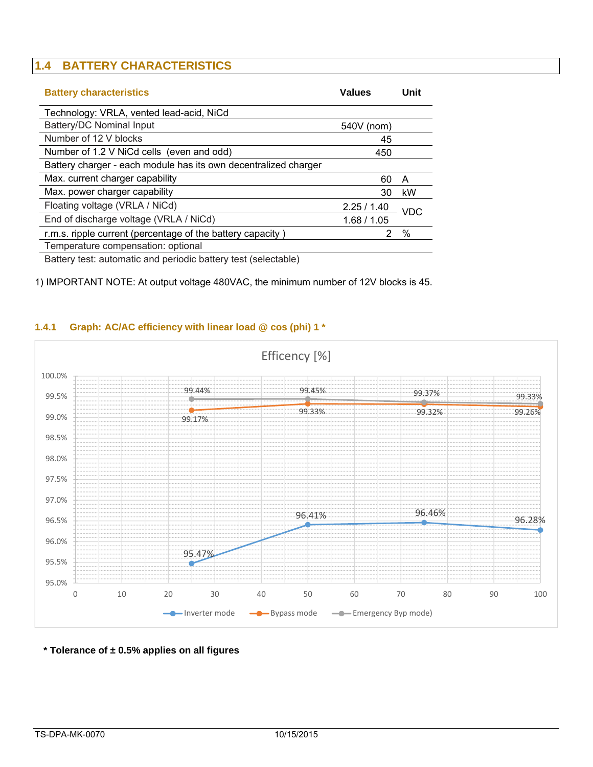## 1.4 BATTERY CHARACTERISTICS

| Battery characteristics | Values | Unit |
|---|---|---|
| Technology: VRLA, vented lead-acid, NiCd | | |
| Battery/DC Nominal Input | 540V (nom) | |
| Number of 12 V blocks | 45 | |
| Number of 1.2 V NiCd cells (even and odd) | 450 | |
| Battery charger - each module has its own decentralized charger | | |
| Max. current charger capability | 60 | A |
| Max. power charger capability | 30 | kW |
| Floating voltage (VRLA / NiCd) | 2.25 / 1.40 | VDC |
| End of discharge voltage (VRLA / NiCd) | 1.68 / 1.05 | VDC |
| r.m.s. ripple current (percentage of the battery capacity ) | 2 | % |
| Temperature compensation: optional | | |
| Battery test: automatic and periodic battery test (selectable) | | |

1) IMPORTANT NOTE: At output voltage 480VAC, the minimum number of 12V blocks is 45.

### 1.4.1 Graph: AC/AC efficiency with linear load @ cos (phi) 1 *

Efficency [%]

100.0%
99.5%
99.0%
98.5%
98.0%
97.5%
97.0%
96.5%
96.0%
95.5%
95.0%

0 10 20 30 40 50 60 70 80 90 100

99.44% 99.45% 99.37% 99.33%
99.17% 99.33% 99.32% 99.26%
95.47% 96.41% 96.46% 96.28%

Inverter mode
Bypass mode
Emergency Byp mode)

**\* Tolerance of ± 0.5% applies on all figures**